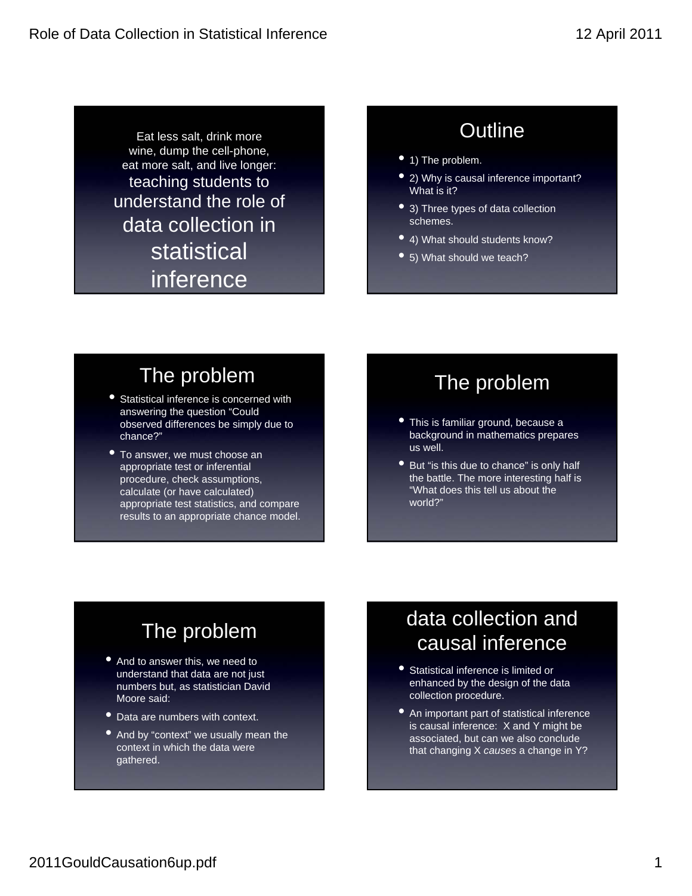## Eat less salt, drink more wine, dump the cell-phone, eat more salt, and live longer: teaching students to understand the role of data collection in statistical inference

## Outline

- 1) The problem.
- 2) Why is causal inference important? What is it?
- 3) Three types of data collection schemes.
- 4) What should students know?
- 5) What should we teach?

## The problem

- Statistical inference is concerned with answering the question "Could observed differences be simply due to chance?"
- To answer, we must choose an appropriate test or inferential procedure, check assumptions, calculate (or have calculated) appropriate test statistics, and compare results to an appropriate chance model.

## The problem

- This is familiar ground, because a background in mathematics prepares us well.
- But "is this due to chance" is only half the battle. The more interesting half is "What does this tell us about the world?"

## The problem

- And to answer this, we need to understand that data are not just numbers but, as statistician David Moore said:
- Data are numbers with context.
- And by "context" we usually mean the context in which the data were gathered.

## data collection and causal inference

- Statistical inference is limited or enhanced by the design of the data collection procedure.
- An important part of statistical inference is causal inference: X and Y might be associated, but can we also conclude that changing X *causes* a change in Y?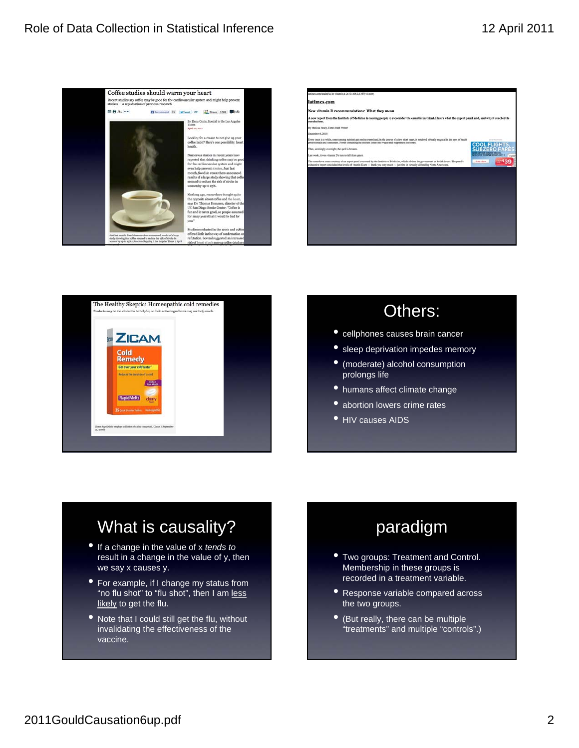**Coffee studies should warm your heart**

Recent studies say coffee may be good for the cardiovascular system and might help prevent strokes — a repudiation of previous research.

By Elena Conis, Special to the Los Angeles Times

Looking for a reason to not give up your coffee habit? Here's one possibility: heart health.

Numerous studies in recent years have reported that drinking coffee may be good for the cardiovascular system and might even help prevent strokes. Just last month, Swedish researchers announced results of a large study showing that coffee seemed to reduce the risk of stroke in women by up to 25%.

Not long ago, researchers thought quite the opposite about coffee and the heart, says Dr. Thomas Hemmen, director of the UC San Diego Stroke Center: "Coffee is fun and it tastes good, so people assumed for many years that it would be bad for you."

Studies conducted in the 1970s and 1980s offered little in the way of confirmation or refutation. Several suggested an increased risk of heart attack among coffee drinkers

Just last month, Swedish researchers announced results of a large study showing that coffee seemed to reduce the risk of stroke in women by up to 25%. (Anacleto Rapping / Los Angeles Times / April

---

**latimes.com**

**New vitamin D recommendations: What they mean**

A new report from the Institute of Medicine is causing people to reconsider the essential nutrient. Here's what the expert panel said, and why it reached its conclusions.

By Melissa Healy, Times Staff Writer

December 6, 2010

---

**The Healthy Skeptic: Homeopathic cold remedies**

Products may be too diluted to be helpful, or their active ingredients may not help much.

---

# Others:

- cellphones causes brain cancer
- sleep deprivation impedes memory
- (moderate) alcohol consumption prolongs life
- humans affect climate change
- abortion lowers crime rates
- HIV causes AIDS

# What is causality?

- If a change in the value of x *tends to* result in a change in the value of y, then we say x causes y.
- For example, if I change my status from "no flu shot" to "flu shot", then I am less likely to get the flu.
- Note that I could still get the flu, without invalidating the effectiveness of the vaccine.

# paradigm

- Two groups: Treatment and Control. Membership in these groups is recorded in a treatment variable.
- Response variable compared across the two groups.
- (But really, there can be multiple "treatments" and multiple "controls".)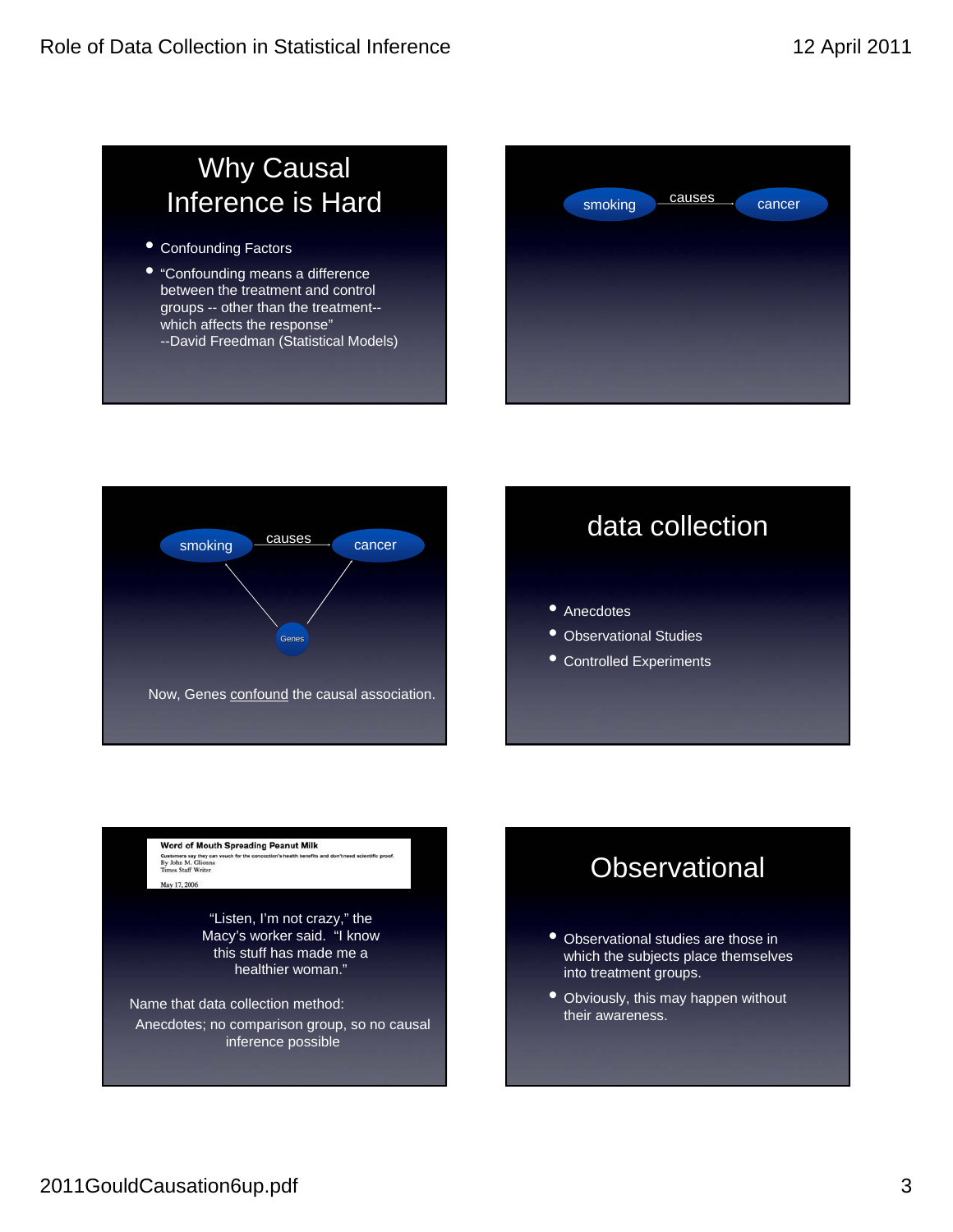## Why Causal Inference is Hard

- Confounding Factors
- "Confounding means a difference between the treatment and control groups -- other than the treatment-- which affects the response"
  --David Freedman (Statistical Models)

smoking causes cancer

smoking causes cancer

Genes

Now, Genes confound the causal association.

## data collection

- Anecdotes
- Observational Studies
- Controlled Experiments

**Word of Mouth Spreading Peanut Milk**

Customers say they can vouch for the concoction's health benefits and don't need scientific proof.
By John M. Glionna
Times Staff Writer

May 17, 2006

"Listen, I'm not crazy," the Macy's worker said. "I know this stuff has made me a healthier woman."

Name that data collection method:

Anecdotes; no comparison group, so no causal inference possible

## Observational

- Observational studies are those in which the subjects place themselves into treatment groups.
- Obviously, this may happen without their awareness.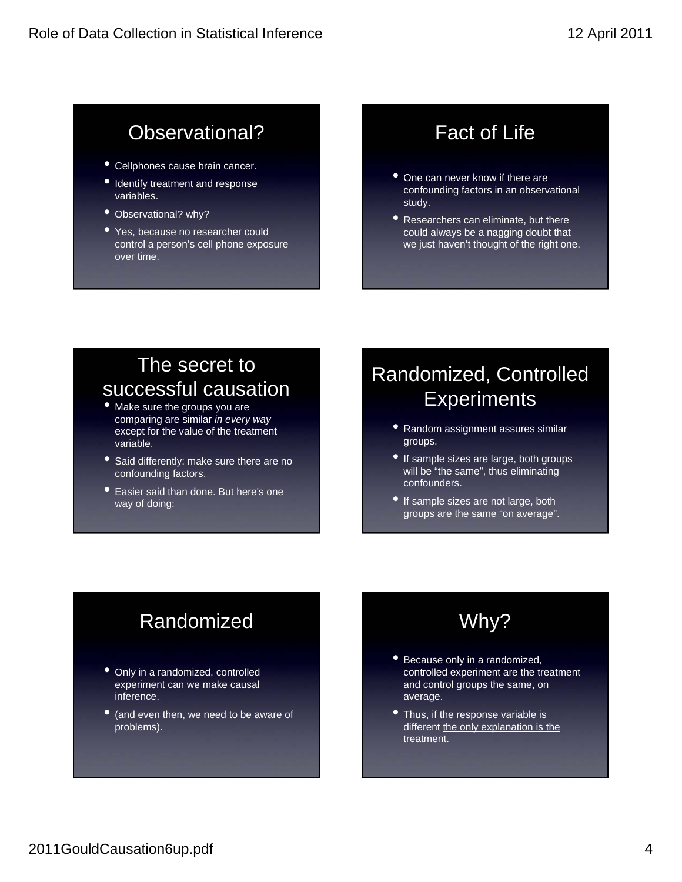## Observational?

- Cellphones cause brain cancer.
- Identify treatment and response variables.
- Observational? why?
- Yes, because no researcher could control a person's cell phone exposure over time.

## Fact of Life

- One can never know if there are confounding factors in an observational study.
- Researchers can eliminate, but there could always be a nagging doubt that we just haven't thought of the right one.

## The secret to successful causation

- Make sure the groups you are comparing are similar *in every way* except for the value of the treatment variable.
- Said differently: make sure there are no confounding factors.
- Easier said than done. But here's one way of doing:

## Randomized, Controlled Experiments

- Random assignment assures similar groups.
- If sample sizes are large, both groups will be "the same", thus eliminating confounders.
- If sample sizes are not large, both groups are the same "on average".

## Randomized

- Only in a randomized, controlled experiment can we make causal inference.
- (and even then, we need to be aware of problems).

## Why?

- Because only in a randomized, controlled experiment are the treatment and control groups the same, on average.
- Thus, if the response variable is different <u>the only explanation is the treatment.</u>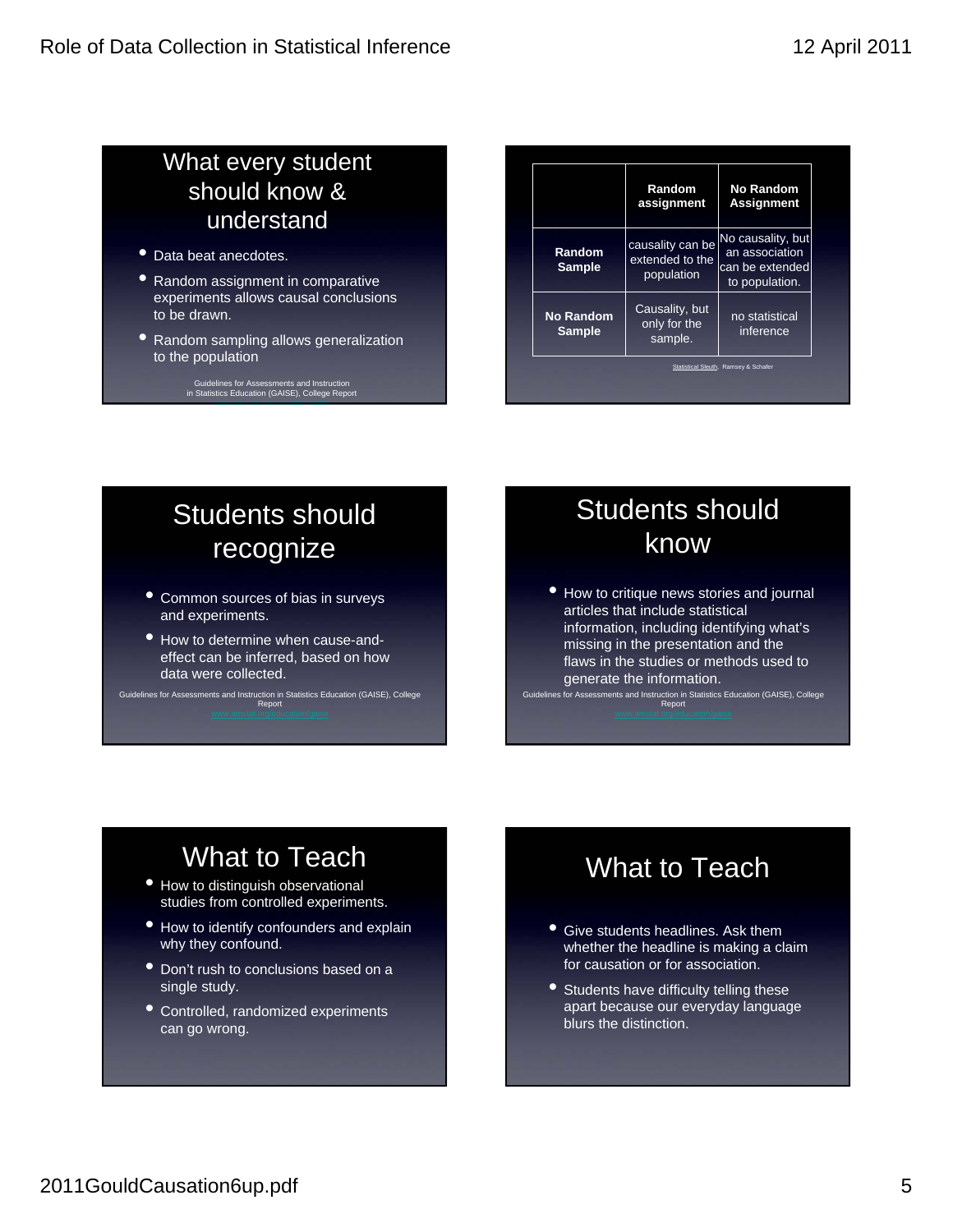## What every student should know & understand

- Data beat anecdotes.
- Random assignment in comparative experiments allows causal conclusions to be drawn.
- Random sampling allows generalization to the population

Guidelines for Assessments and Instruction in Statistics Education (GAISE), College Report

| | Random assignment | No Random Assignment |
|---|---|---|
| **Random Sample** | causality can be extended to the population | No causality, but an association can be extended to population. |
| **No Random Sample** | Causality, but only for the sample. | no statistical inference |

Statistical Sleuth, Ramsey & Schafer

## Students should recognize

- Common sources of bias in surveys and experiments.
- How to determine when cause-and-effect can be inferred, based on how data were collected.

Guidelines for Assessments and Instruction in Statistics Education (GAISE), College Report
www.amstat.org/education/gaise

## Students should know

- How to critique news stories and journal articles that include statistical information, including identifying what's missing in the presentation and the flaws in the studies or methods used to generate the information.

Guidelines for Assessments and Instruction in Statistics Education (GAISE), College Report
www.amstat.org/education/gaise

## What to Teach

- How to distinguish observational studies from controlled experiments.
- How to identify confounders and explain why they confound.
- Don't rush to conclusions based on a single study.
- Controlled, randomized experiments can go wrong.

## What to Teach

- Give students headlines. Ask them whether the headline is making a claim for causation or for association.
- Students have difficulty telling these apart because our everyday language blurs the distinction.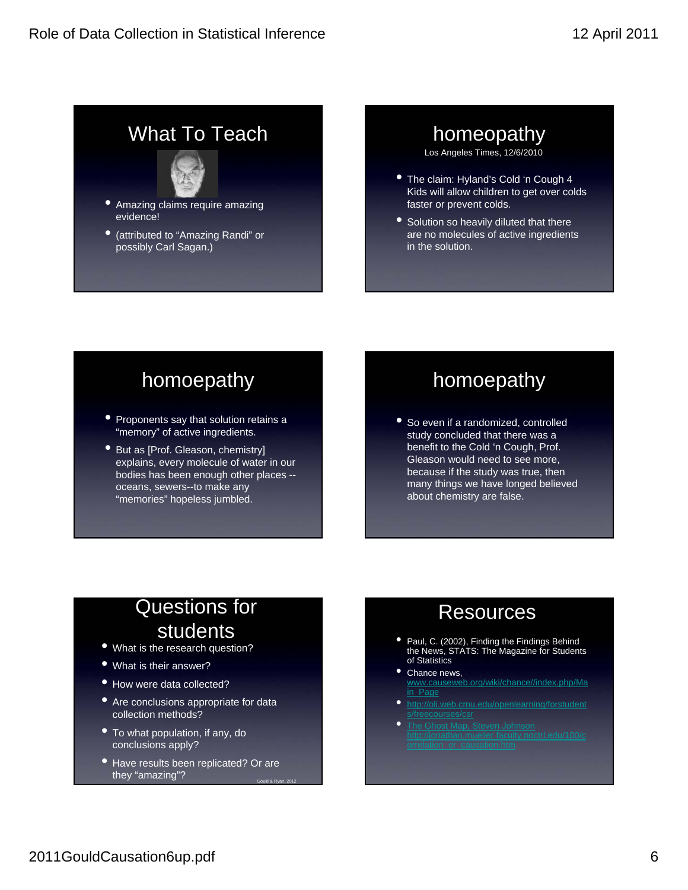## What To Teach

- Amazing claims require amazing evidence!
- (attributed to "Amazing Randi" or possibly Carl Sagan.)

## homeopathy

Los Angeles Times, 12/6/2010

- The claim: Hyland's Cold 'n Cough 4 Kids will allow children to get over colds faster or prevent colds.
- Solution so heavily diluted that there are no molecules of active ingredients in the solution.

## homoepathy

- Proponents say that solution retains a "memory" of active ingredients.
- But as [Prof. Gleason, chemistry] explains, every molecule of water in our bodies has been enough other places -- oceans, sewers--to make any "memories" hopeless jumbled.

## homoepathy

- So even if a randomized, controlled study concluded that there was a benefit to the Cold 'n Cough, Prof. Gleason would need to see more, because if the study was true, then many things we have longed believed about chemistry are false.

## Questions for students

- What is the research question?
- What is their answer?
- How were data collected?
- Are conclusions appropriate for data collection methods?
- To what population, if any, do conclusions apply?
- Have results been replicated? Or are they "amazing"?

Gould & Ryan, 2012

## Resources

- Paul, C. (2002), Finding the Findings Behind the News, STATS: The Magazine for Students of Statistics
- Chance news, www.causeweb.org/wiki/chance//index.php/Main_Page
- http://oli.web.cmu.edu/openlearning/forstudents/freecourses/csr
- The Ghost Map, Steven Johnson http://jonathan.mueller.faculty.noctrl.edu/100/correlation_or_causation.htm